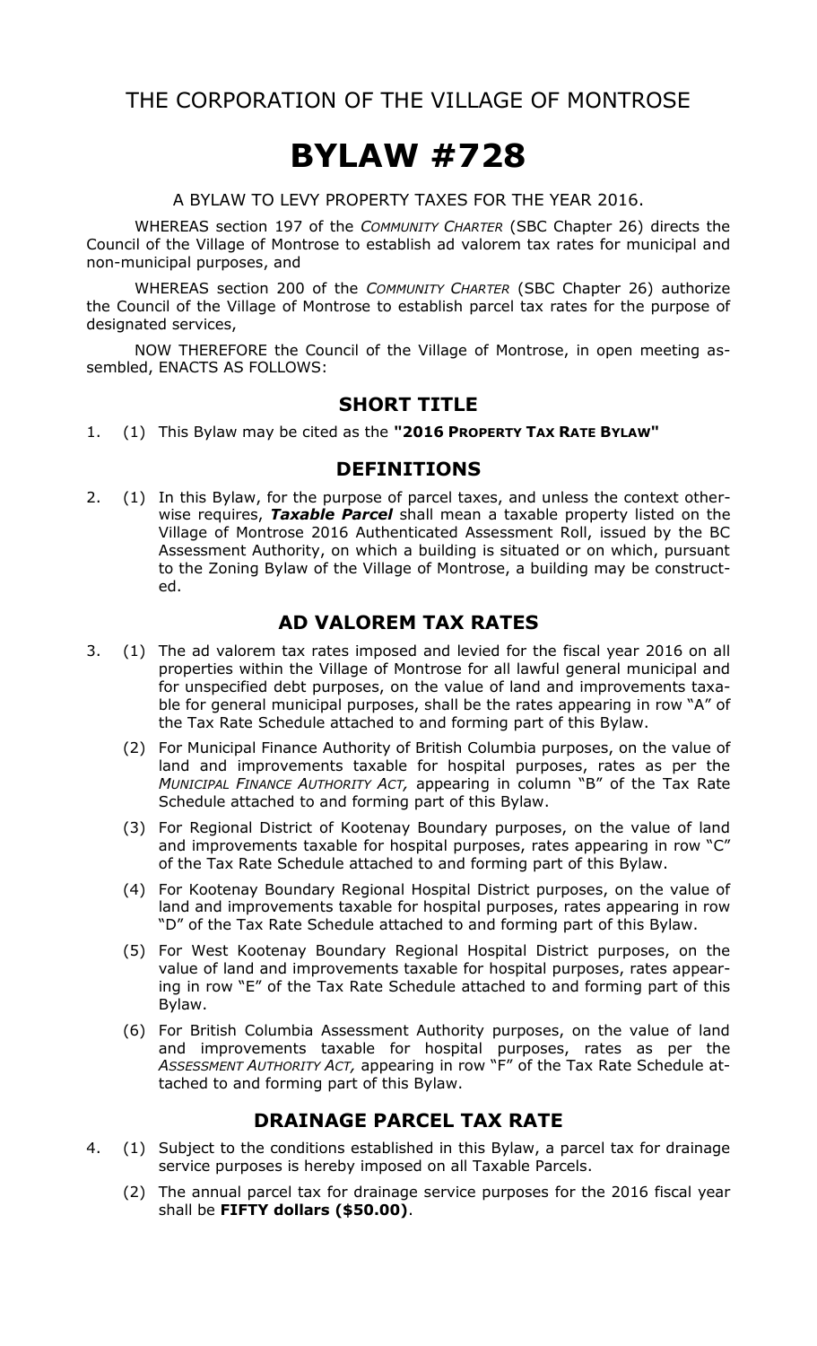THE CORPORATION OF THE VILLAGE OF MONTROSE

# BYLAW #728

A BYLAW TO LEVY PROPERTY TAXES FOR THE YEAR 2016.

WHEREAS section 197 of the *COMMUNITY CHARTER* (SBC Chapter 26) directs the Council of the Village of Montrose to establish ad valorem tax rates for municipal and non-municipal purposes, and

WHEREAS section 200 of the *COMMUNITY CHARTER* (SBC Chapter 26) authorize the Council of the Village of Montrose to establish parcel tax rates for the purpose of designated services,

NOW THEREFORE the Council of the Village of Montrose, in open meeting assembled, ENACTS AS FOLLOWS:

## SHORT TITLE

1. (1) This Bylaw may be cited as the **"2016 PROPERTY TAX RATE BYLAW"**

## DEFINITIONS

2. (1) In this Bylaw, for the purpose of parcel taxes, and unless the context otherwise requires, ***Taxable Parcel*** shall mean a taxable property listed on the Village of Montrose 2016 Authenticated Assessment Roll, issued by the BC Assessment Authority, on which a building is situated or on which, pursuant to the Zoning Bylaw of the Village of Montrose, a building may be constructed.

## AD VALOREM TAX RATES

3. (1) The ad valorem tax rates imposed and levied for the fiscal year 2016 on all properties within the Village of Montrose for all lawful general municipal and for unspecified debt purposes, on the value of land and improvements taxable for general municipal purposes, shall be the rates appearing in row "A" of the Tax Rate Schedule attached to and forming part of this Bylaw.

   (2) For Municipal Finance Authority of British Columbia purposes, on the value of land and improvements taxable for hospital purposes, rates as per the *MUNICIPAL FINANCE AUTHORITY ACT,* appearing in column "B" of the Tax Rate Schedule attached to and forming part of this Bylaw.

   (3) For Regional District of Kootenay Boundary purposes, on the value of land and improvements taxable for hospital purposes, rates appearing in row "C" of the Tax Rate Schedule attached to and forming part of this Bylaw.

   (4) For Kootenay Boundary Regional Hospital District purposes, on the value of land and improvements taxable for hospital purposes, rates appearing in row "D" of the Tax Rate Schedule attached to and forming part of this Bylaw.

   (5) For West Kootenay Boundary Regional Hospital District purposes, on the value of land and improvements taxable for hospital purposes, rates appearing in row "E" of the Tax Rate Schedule attached to and forming part of this Bylaw.

   (6) For British Columbia Assessment Authority purposes, on the value of land and improvements taxable for hospital purposes, rates as per the *ASSESSMENT AUTHORITY ACT,* appearing in row "F" of the Tax Rate Schedule attached to and forming part of this Bylaw.

## DRAINAGE PARCEL TAX RATE

4. (1) Subject to the conditions established in this Bylaw, a parcel tax for drainage service purposes is hereby imposed on all Taxable Parcels.

   (2) The annual parcel tax for drainage service purposes for the 2016 fiscal year shall be **FIFTY dollars ($50.00)**.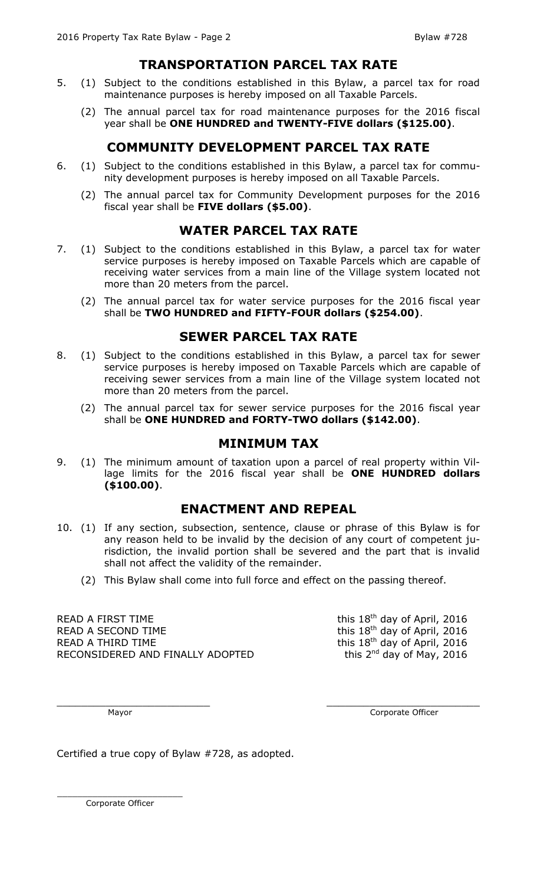## TRANSPORTATION PARCEL TAX RATE

5. (1) Subject to the conditions established in this Bylaw, a parcel tax for road maintenance purposes is hereby imposed on all Taxable Parcels.

   (2) The annual parcel tax for road maintenance purposes for the 2016 fiscal year shall be **ONE HUNDRED and TWENTY-FIVE dollars ($125.00)**.

## COMMUNITY DEVELOPMENT PARCEL TAX RATE

6. (1) Subject to the conditions established in this Bylaw, a parcel tax for community development purposes is hereby imposed on all Taxable Parcels.

   (2) The annual parcel tax for Community Development purposes for the 2016 fiscal year shall be **FIVE dollars ($5.00)**.

## WATER PARCEL TAX RATE

7. (1) Subject to the conditions established in this Bylaw, a parcel tax for water service purposes is hereby imposed on Taxable Parcels which are capable of receiving water services from a main line of the Village system located not more than 20 meters from the parcel.

   (2) The annual parcel tax for water service purposes for the 2016 fiscal year shall be **TWO HUNDRED and FIFTY-FOUR dollars ($254.00)**.

## SEWER PARCEL TAX RATE

8. (1) Subject to the conditions established in this Bylaw, a parcel tax for sewer service purposes is hereby imposed on Taxable Parcels which are capable of receiving sewer services from a main line of the Village system located not more than 20 meters from the parcel.

   (2) The annual parcel tax for sewer service purposes for the 2016 fiscal year shall be **ONE HUNDRED and FORTY-TWO dollars ($142.00)**.

## MINIMUM TAX

9. (1) The minimum amount of taxation upon a parcel of real property within Village limits for the 2016 fiscal year shall be **ONE HUNDRED dollars ($100.00)**.

## ENACTMENT AND REPEAL

10. (1) If any section, subsection, sentence, clause or phrase of this Bylaw is for any reason held to be invalid by the decision of any court of competent jurisdiction, the invalid portion shall be severed and the part that is invalid shall not affect the validity of the remainder.

    (2) This Bylaw shall come into full force and effect on the passing thereof.

READ A FIRST TIME this 18th day of April, 2016
READ A SECOND TIME this 18th day of April, 2016
READ A THIRD TIME this 18th day of April, 2016
RECONSIDERED AND FINALLY ADOPTED this 2nd day of May, 2016

\_\_\_\_\_\_\_\_\_\_\_\_\_\_\_\_\_\_\_\_\_\_\_\_\_\_
Mayor

\_\_\_\_\_\_\_\_\_\_\_\_\_\_\_\_\_\_\_\_\_\_\_\_\_\_
Corporate Officer

Certified a true copy of Bylaw #728, as adopted.

\_\_\_\_\_\_\_\_\_\_\_\_\_\_\_\_\_\_\_\_\_\_\_\_\_\_
Corporate Officer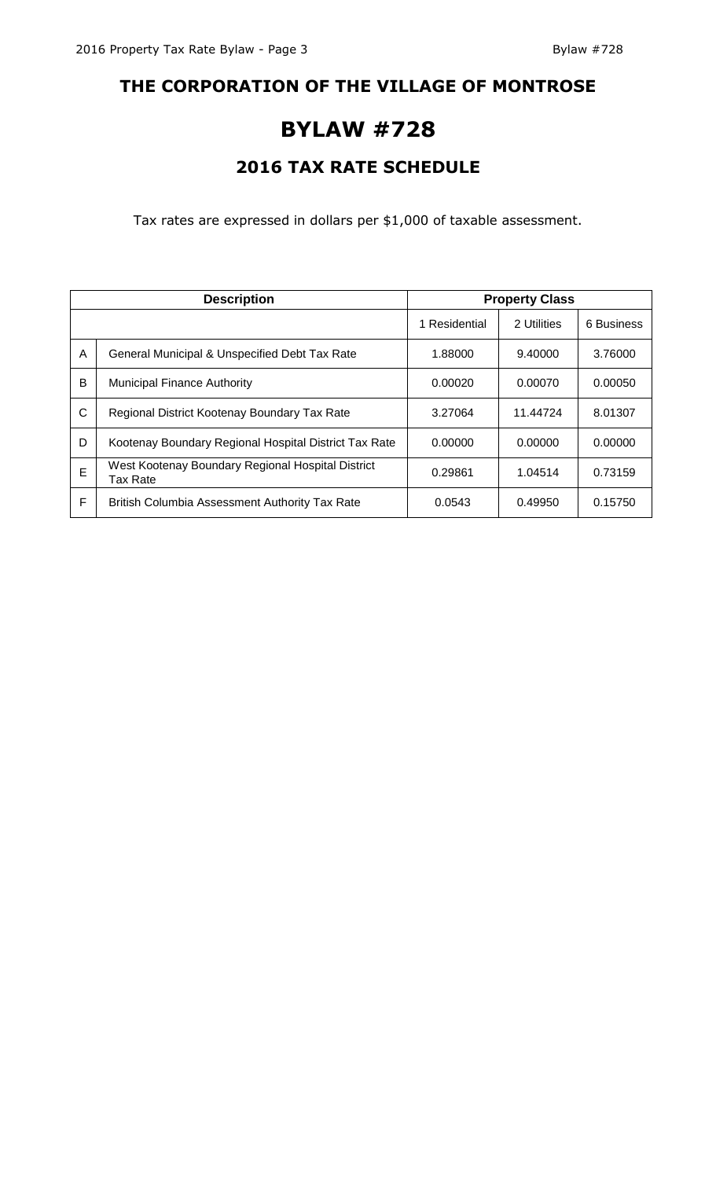# THE CORPORATION OF THE VILLAGE OF MONTROSE

# BYLAW #728

## 2016 TAX RATE SCHEDULE

Tax rates are expressed in dollars per $1,000 of taxable assessment.

| Description | | Property Class | | |
|---|---|---|---|---|
| | | 1 Residential | 2 Utilities | 6 Business |
| A | General Municipal & Unspecified Debt Tax Rate | 1.88000 | 9.40000 | 3.76000 |
| B | Municipal Finance Authority | 0.00020 | 0.00070 | 0.00050 |
| C | Regional District Kootenay Boundary Tax Rate | 3.27064 | 11.44724 | 8.01307 |
| D | Kootenay Boundary Regional Hospital District Tax Rate | 0.00000 | 0.00000 | 0.00000 |
| E | West Kootenay Boundary Regional Hospital District Tax Rate | 0.29861 | 1.04514 | 0.73159 |
| F | British Columbia Assessment Authority Tax Rate | 0.0543 | 0.49950 | 0.15750 |